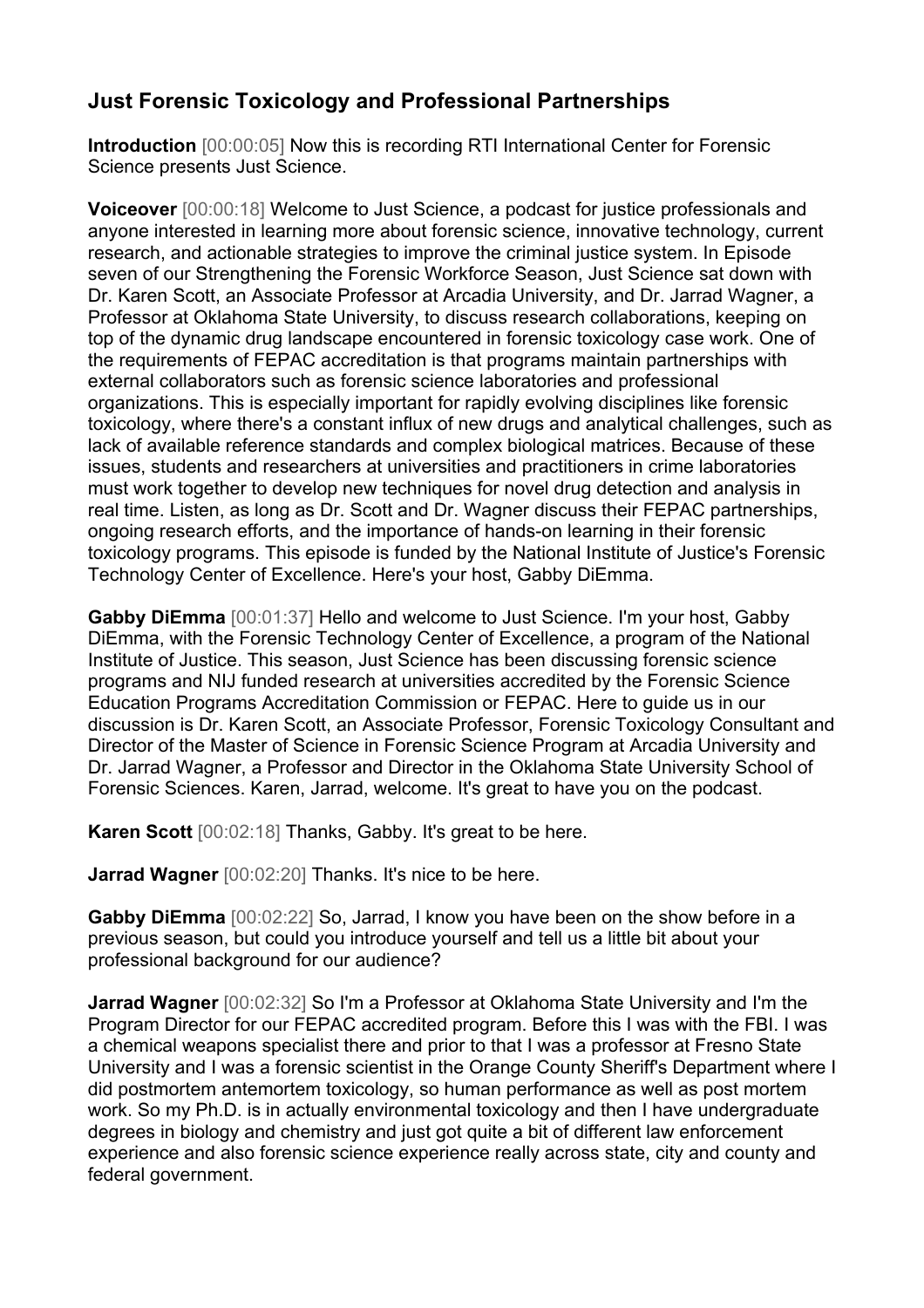# Just Forensic Toxicology and Professional Partnerships

**Introduction** [00:00:05] Now this is recording RTI International Center for Forensic Science presents Just Science.

**Voiceover** [00:00:18] Welcome to Just Science, a podcast for justice professionals and anyone interested in learning more about forensic science, innovative technology, current research, and actionable strategies to improve the criminal justice system. In Episode seven of our Strengthening the Forensic Workforce Season, Just Science sat down with Dr. Karen Scott, an Associate Professor at Arcadia University, and Dr. Jarrad Wagner, a Professor at Oklahoma State University, to discuss research collaborations, keeping on top of the dynamic drug landscape encountered in forensic toxicology case work. One of the requirements of FEPAC accreditation is that programs maintain partnerships with external collaborators such as forensic science laboratories and professional organizations. This is especially important for rapidly evolving disciplines like forensic toxicology, where there's a constant influx of new drugs and analytical challenges, such as lack of available reference standards and complex biological matrices. Because of these issues, students and researchers at universities and practitioners in crime laboratories must work together to develop new techniques for novel drug detection and analysis in real time. Listen, as long as Dr. Scott and Dr. Wagner discuss their FEPAC partnerships, ongoing research efforts, and the importance of hands-on learning in their forensic toxicology programs. This episode is funded by the National Institute of Justice's Forensic Technology Center of Excellence. Here's your host, Gabby DiEmma.

**Gabby DiEmma** [00:01:37] Hello and welcome to Just Science. I'm your host, Gabby DiEmma, with the Forensic Technology Center of Excellence, a program of the National Institute of Justice. This season, Just Science has been discussing forensic science programs and NIJ funded research at universities accredited by the Forensic Science Education Programs Accreditation Commission or FEPAC. Here to guide us in our discussion is Dr. Karen Scott, an Associate Professor, Forensic Toxicology Consultant and Director of the Master of Science in Forensic Science Program at Arcadia University and Dr. Jarrad Wagner, a Professor and Director in the Oklahoma State University School of Forensic Sciences. Karen, Jarrad, welcome. It's great to have you on the podcast.

**Karen Scott** [00:02:18] Thanks, Gabby. It's great to be here.

**Jarrad Wagner** [00:02:20] Thanks. It's nice to be here.

**Gabby DiEmma** [00:02:22] So, Jarrad, I know you have been on the show before in a previous season, but could you introduce yourself and tell us a little bit about your professional background for our audience?

**Jarrad Wagner** [00:02:32] So I'm a Professor at Oklahoma State University and I'm the Program Director for our FEPAC accredited program. Before this I was with the FBI. I was a chemical weapons specialist there and prior to that I was a professor at Fresno State University and I was a forensic scientist in the Orange County Sheriff's Department where I did postmortem antemortem toxicology, so human performance as well as post mortem work. So my Ph.D. is in actually environmental toxicology and then I have undergraduate degrees in biology and chemistry and just got quite a bit of different law enforcement experience and also forensic science experience really across state, city and county and federal government.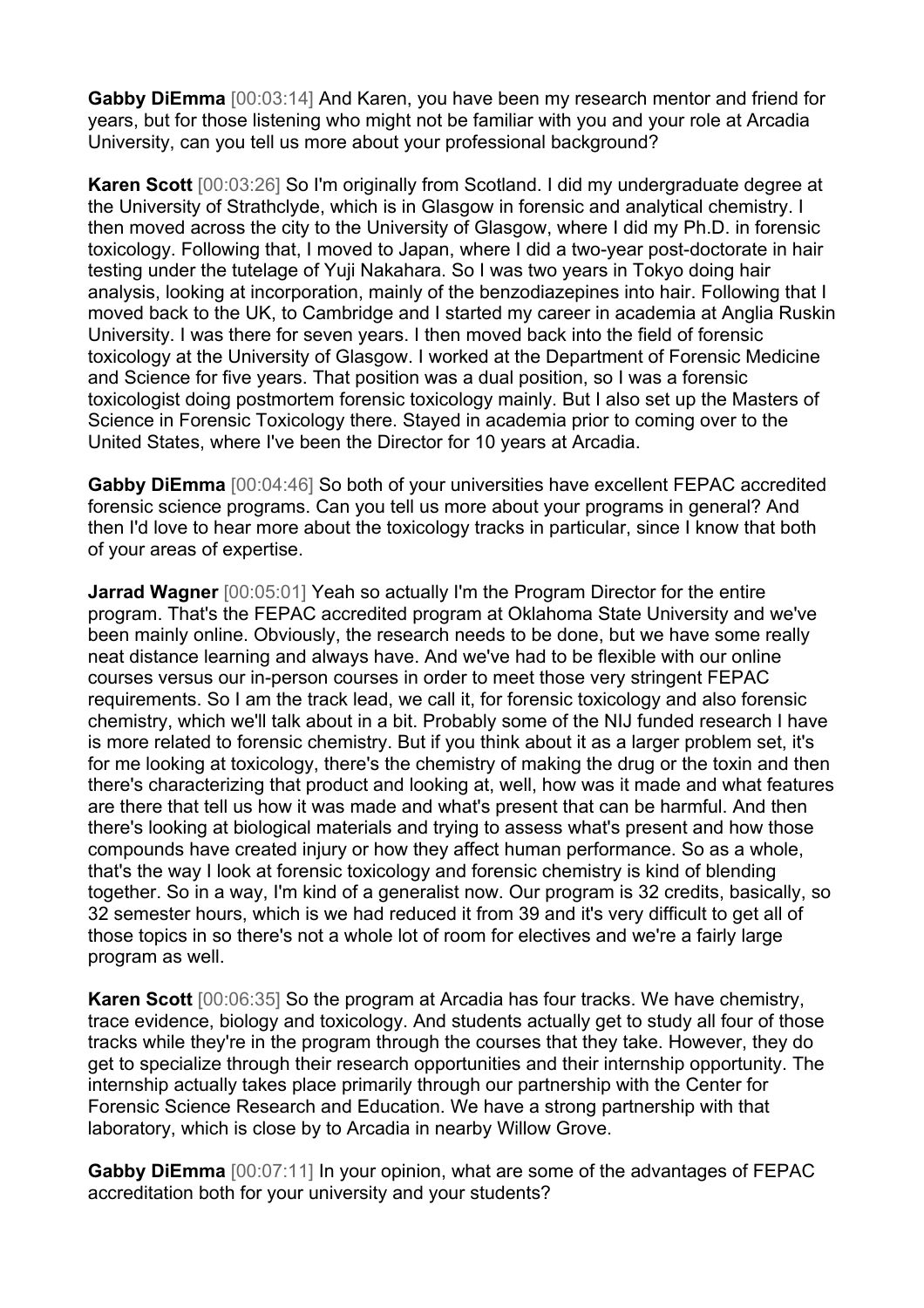**Gabby DiEmma** [00:03:14] And Karen, you have been my research mentor and friend for years, but for those listening who might not be familiar with you and your role at Arcadia University, can you tell us more about your professional background?

**Karen Scott** [00:03:26] So I'm originally from Scotland. I did my undergraduate degree at the University of Strathclyde, which is in Glasgow in forensic and analytical chemistry. I then moved across the city to the University of Glasgow, where I did my Ph.D. in forensic toxicology. Following that, I moved to Japan, where I did a two-year post-doctorate in hair testing under the tutelage of Yuji Nakahara. So I was two years in Tokyo doing hair analysis, looking at incorporation, mainly of the benzodiazepines into hair. Following that I moved back to the UK, to Cambridge and I started my career in academia at Anglia Ruskin University. I was there for seven years. I then moved back into the field of forensic toxicology at the University of Glasgow. I worked at the Department of Forensic Medicine and Science for five years. That position was a dual position, so I was a forensic toxicologist doing postmortem forensic toxicology mainly. But I also set up the Masters of Science in Forensic Toxicology there. Stayed in academia prior to coming over to the United States, where I've been the Director for 10 years at Arcadia.

**Gabby DiEmma** [00:04:46] So both of your universities have excellent FEPAC accredited forensic science programs. Can you tell us more about your programs in general? And then I'd love to hear more about the toxicology tracks in particular, since I know that both of your areas of expertise.

**Jarrad Wagner** [00:05:01] Yeah so actually I'm the Program Director for the entire program. That's the FEPAC accredited program at Oklahoma State University and we've been mainly online. Obviously, the research needs to be done, but we have some really neat distance learning and always have. And we've had to be flexible with our online courses versus our in-person courses in order to meet those very stringent FEPAC requirements. So I am the track lead, we call it, for forensic toxicology and also forensic chemistry, which we'll talk about in a bit. Probably some of the NIJ funded research I have is more related to forensic chemistry. But if you think about it as a larger problem set, it's for me looking at toxicology, there's the chemistry of making the drug or the toxin and then there's characterizing that product and looking at, well, how was it made and what features are there that tell us how it was made and what's present that can be harmful. And then there's looking at biological materials and trying to assess what's present and how those compounds have created injury or how they affect human performance. So as a whole, that's the way I look at forensic toxicology and forensic chemistry is kind of blending together. So in a way, I'm kind of a generalist now. Our program is 32 credits, basically, so 32 semester hours, which is we had reduced it from 39 and it's very difficult to get all of those topics in so there's not a whole lot of room for electives and we're a fairly large program as well.

**Karen Scott** [00:06:35] So the program at Arcadia has four tracks. We have chemistry, trace evidence, biology and toxicology. And students actually get to study all four of those tracks while they're in the program through the courses that they take. However, they do get to specialize through their research opportunities and their internship opportunity. The internship actually takes place primarily through our partnership with the Center for Forensic Science Research and Education. We have a strong partnership with that laboratory, which is close by to Arcadia in nearby Willow Grove.

**Gabby DiEmma** [00:07:11] In your opinion, what are some of the advantages of FEPAC accreditation both for your university and your students?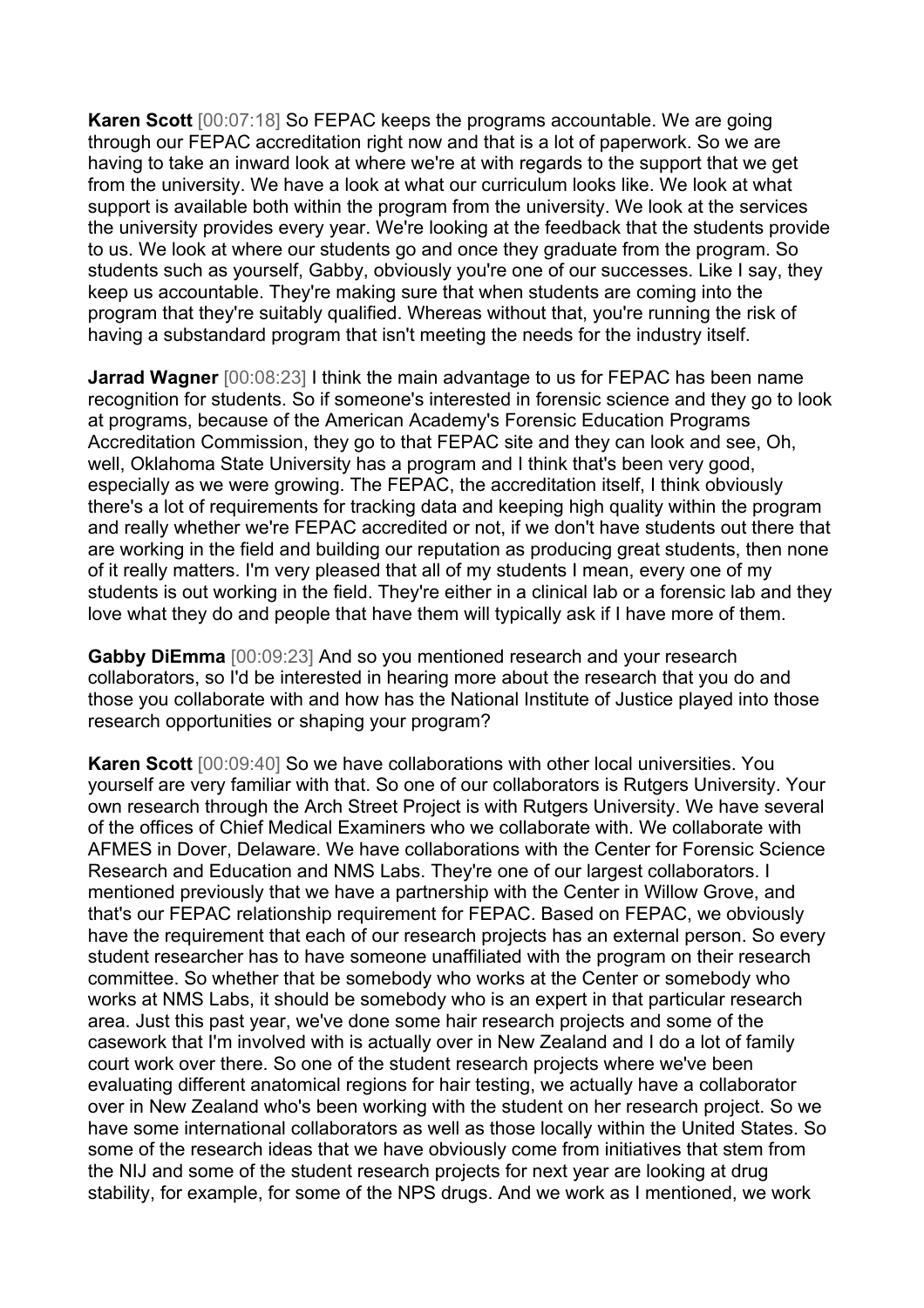**Karen Scott** [00:07:18] So FEPAC keeps the programs accountable. We are going through our FEPAC accreditation right now and that is a lot of paperwork. So we are having to take an inward look at where we're at with regards to the support that we get from the university. We have a look at what our curriculum looks like. We look at what support is available both within the program from the university. We look at the services the university provides every year. We're looking at the feedback that the students provide to us. We look at where our students go and once they graduate from the program. So students such as yourself, Gabby, obviously you're one of our successes. Like I say, they keep us accountable. They're making sure that when students are coming into the program that they're suitably qualified. Whereas without that, you're running the risk of having a substandard program that isn't meeting the needs for the industry itself.

**Jarrad Wagner** [00:08:23] I think the main advantage to us for FEPAC has been name recognition for students. So if someone's interested in forensic science and they go to look at programs, because of the American Academy's Forensic Education Programs Accreditation Commission, they go to that FEPAC site and they can look and see, Oh, well, Oklahoma State University has a program and I think that's been very good, especially as we were growing. The FEPAC, the accreditation itself, I think obviously there's a lot of requirements for tracking data and keeping high quality within the program and really whether we're FEPAC accredited or not, if we don't have students out there that are working in the field and building our reputation as producing great students, then none of it really matters. I'm very pleased that all of my students I mean, every one of my students is out working in the field. They're either in a clinical lab or a forensic lab and they love what they do and people that have them will typically ask if I have more of them.

**Gabby DiEmma** [00:09:23] And so you mentioned research and your research collaborators, so I'd be interested in hearing more about the research that you do and those you collaborate with and how has the National Institute of Justice played into those research opportunities or shaping your program?

**Karen Scott** [00:09:40] So we have collaborations with other local universities. You yourself are very familiar with that. So one of our collaborators is Rutgers University. Your own research through the Arch Street Project is with Rutgers University. We have several of the offices of Chief Medical Examiners who we collaborate with. We collaborate with AFMES in Dover, Delaware. We have collaborations with the Center for Forensic Science Research and Education and NMS Labs. They're one of our largest collaborators. I mentioned previously that we have a partnership with the Center in Willow Grove, and that's our FEPAC relationship requirement for FEPAC. Based on FEPAC, we obviously have the requirement that each of our research projects has an external person. So every student researcher has to have someone unaffiliated with the program on their research committee. So whether that be somebody who works at the Center or somebody who works at NMS Labs, it should be somebody who is an expert in that particular research area. Just this past year, we've done some hair research projects and some of the casework that I'm involved with is actually over in New Zealand and I do a lot of family court work over there. So one of the student research projects where we've been evaluating different anatomical regions for hair testing, we actually have a collaborator over in New Zealand who's been working with the student on her research project. So we have some international collaborators as well as those locally within the United States. So some of the research ideas that we have obviously come from initiatives that stem from the NIJ and some of the student research projects for next year are looking at drug stability, for example, for some of the NPS drugs. And we work as I mentioned, we work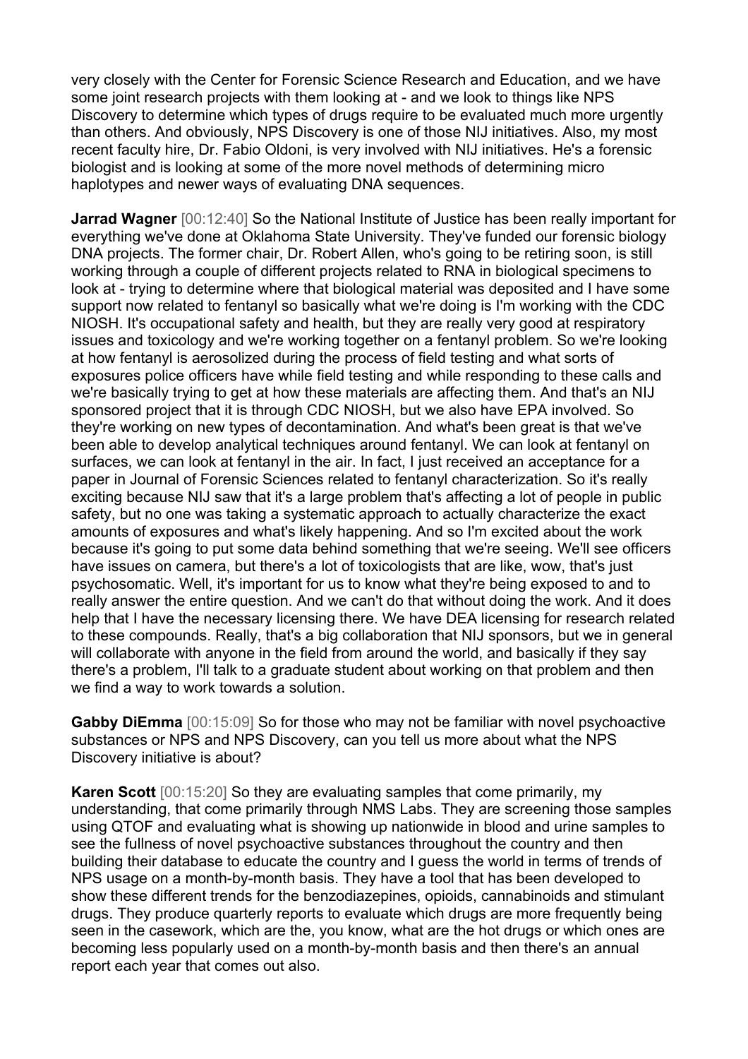very closely with the Center for Forensic Science Research and Education, and we have some joint research projects with them looking at - and we look to things like NPS Discovery to determine which types of drugs require to be evaluated much more urgently than others. And obviously, NPS Discovery is one of those NIJ initiatives. Also, my most recent faculty hire, Dr. Fabio Oldoni, is very involved with NIJ initiatives. He's a forensic biologist and is looking at some of the more novel methods of determining micro haplotypes and newer ways of evaluating DNA sequences.

**Jarrad Wagner** [00:12:40] So the National Institute of Justice has been really important for everything we've done at Oklahoma State University. They've funded our forensic biology DNA projects. The former chair, Dr. Robert Allen, who's going to be retiring soon, is still working through a couple of different projects related to RNA in biological specimens to look at - trying to determine where that biological material was deposited and I have some support now related to fentanyl so basically what we're doing is I'm working with the CDC NIOSH. It's occupational safety and health, but they are really very good at respiratory issues and toxicology and we're working together on a fentanyl problem. So we're looking at how fentanyl is aerosolized during the process of field testing and what sorts of exposures police officers have while field testing and while responding to these calls and we're basically trying to get at how these materials are affecting them. And that's an NIJ sponsored project that it is through CDC NIOSH, but we also have EPA involved. So they're working on new types of decontamination. And what's been great is that we've been able to develop analytical techniques around fentanyl. We can look at fentanyl on surfaces, we can look at fentanyl in the air. In fact, I just received an acceptance for a paper in Journal of Forensic Sciences related to fentanyl characterization. So it's really exciting because NIJ saw that it's a large problem that's affecting a lot of people in public safety, but no one was taking a systematic approach to actually characterize the exact amounts of exposures and what's likely happening. And so I'm excited about the work because it's going to put some data behind something that we're seeing. We'll see officers have issues on camera, but there's a lot of toxicologists that are like, wow, that's just psychosomatic. Well, it's important for us to know what they're being exposed to and to really answer the entire question. And we can't do that without doing the work. And it does help that I have the necessary licensing there. We have DEA licensing for research related to these compounds. Really, that's a big collaboration that NIJ sponsors, but we in general will collaborate with anyone in the field from around the world, and basically if they say there's a problem, I'll talk to a graduate student about working on that problem and then we find a way to work towards a solution.

**Gabby DiEmma** [00:15:09] So for those who may not be familiar with novel psychoactive substances or NPS and NPS Discovery, can you tell us more about what the NPS Discovery initiative is about?

**Karen Scott** [00:15:20] So they are evaluating samples that come primarily, my understanding, that come primarily through NMS Labs. They are screening those samples using QTOF and evaluating what is showing up nationwide in blood and urine samples to see the fullness of novel psychoactive substances throughout the country and then building their database to educate the country and I guess the world in terms of trends of NPS usage on a month-by-month basis. They have a tool that has been developed to show these different trends for the benzodiazepines, opioids, cannabinoids and stimulant drugs. They produce quarterly reports to evaluate which drugs are more frequently being seen in the casework, which are the, you know, what are the hot drugs or which ones are becoming less popularly used on a month-by-month basis and then there's an annual report each year that comes out also.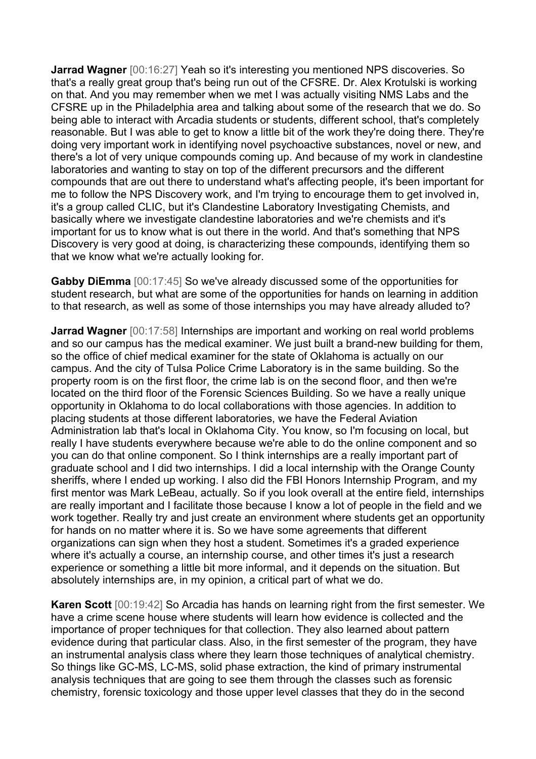**Jarrad Wagner** [00:16:27] Yeah so it's interesting you mentioned NPS discoveries. So that's a really great group that's being run out of the CFSRE. Dr. Alex Krotulski is working on that. And you may remember when we met I was actually visiting NMS Labs and the CFSRE up in the Philadelphia area and talking about some of the research that we do. So being able to interact with Arcadia students or students, different school, that's completely reasonable. But I was able to get to know a little bit of the work they're doing there. They're doing very important work in identifying novel psychoactive substances, novel or new, and there's a lot of very unique compounds coming up. And because of my work in clandestine laboratories and wanting to stay on top of the different precursors and the different compounds that are out there to understand what's affecting people, it's been important for me to follow the NPS Discovery work, and I'm trying to encourage them to get involved in, it's a group called CLIC, but it's Clandestine Laboratory Investigating Chemists, and basically where we investigate clandestine laboratories and we're chemists and it's important for us to know what is out there in the world. And that's something that NPS Discovery is very good at doing, is characterizing these compounds, identifying them so that we know what we're actually looking for.

**Gabby DiEmma** [00:17:45] So we've already discussed some of the opportunities for student research, but what are some of the opportunities for hands on learning in addition to that research, as well as some of those internships you may have already alluded to?

**Jarrad Wagner** [00:17:58] Internships are important and working on real world problems and so our campus has the medical examiner. We just built a brand-new building for them, so the office of chief medical examiner for the state of Oklahoma is actually on our campus. And the city of Tulsa Police Crime Laboratory is in the same building. So the property room is on the first floor, the crime lab is on the second floor, and then we're located on the third floor of the Forensic Sciences Building. So we have a really unique opportunity in Oklahoma to do local collaborations with those agencies. In addition to placing students at those different laboratories, we have the Federal Aviation Administration lab that's local in Oklahoma City. You know, so I'm focusing on local, but really I have students everywhere because we're able to do the online component and so you can do that online component. So I think internships are a really important part of graduate school and I did two internships. I did a local internship with the Orange County sheriffs, where I ended up working. I also did the FBI Honors Internship Program, and my first mentor was Mark LeBeau, actually. So if you look overall at the entire field, internships are really important and I facilitate those because I know a lot of people in the field and we work together. Really try and just create an environment where students get an opportunity for hands on no matter where it is. So we have some agreements that different organizations can sign when they host a student. Sometimes it's a graded experience where it's actually a course, an internship course, and other times it's just a research experience or something a little bit more informal, and it depends on the situation. But absolutely internships are, in my opinion, a critical part of what we do.

**Karen Scott** [00:19:42] So Arcadia has hands on learning right from the first semester. We have a crime scene house where students will learn how evidence is collected and the importance of proper techniques for that collection. They also learned about pattern evidence during that particular class. Also, in the first semester of the program, they have an instrumental analysis class where they learn those techniques of analytical chemistry. So things like GC-MS, LC-MS, solid phase extraction, the kind of primary instrumental analysis techniques that are going to see them through the classes such as forensic chemistry, forensic toxicology and those upper level classes that they do in the second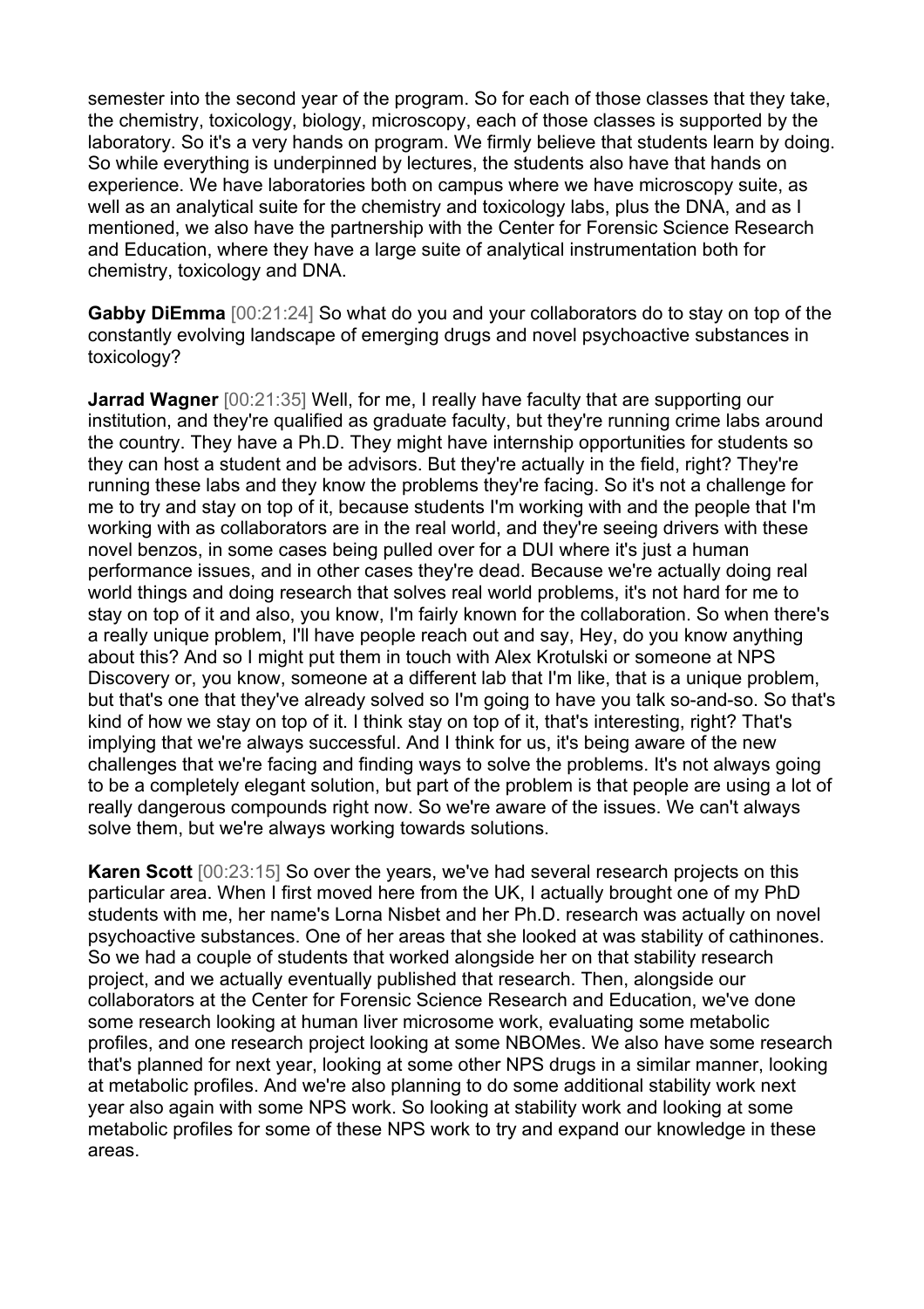semester into the second year of the program. So for each of those classes that they take, the chemistry, toxicology, biology, microscopy, each of those classes is supported by the laboratory. So it's a very hands on program. We firmly believe that students learn by doing. So while everything is underpinned by lectures, the students also have that hands on experience. We have laboratories both on campus where we have microscopy suite, as well as an analytical suite for the chemistry and toxicology labs, plus the DNA, and as I mentioned, we also have the partnership with the Center for Forensic Science Research and Education, where they have a large suite of analytical instrumentation both for chemistry, toxicology and DNA.

**Gabby DiEmma** [00:21:24] So what do you and your collaborators do to stay on top of the constantly evolving landscape of emerging drugs and novel psychoactive substances in toxicology?

**Jarrad Wagner** [00:21:35] Well, for me, I really have faculty that are supporting our institution, and they're qualified as graduate faculty, but they're running crime labs around the country. They have a Ph.D. They might have internship opportunities for students so they can host a student and be advisors. But they're actually in the field, right? They're running these labs and they know the problems they're facing. So it's not a challenge for me to try and stay on top of it, because students I'm working with and the people that I'm working with as collaborators are in the real world, and they're seeing drivers with these novel benzos, in some cases being pulled over for a DUI where it's just a human performance issues, and in other cases they're dead. Because we're actually doing real world things and doing research that solves real world problems, it's not hard for me to stay on top of it and also, you know, I'm fairly known for the collaboration. So when there's a really unique problem, I'll have people reach out and say, Hey, do you know anything about this? And so I might put them in touch with Alex Krotulski or someone at NPS Discovery or, you know, someone at a different lab that I'm like, that is a unique problem, but that's one that they've already solved so I'm going to have you talk so-and-so. So that's kind of how we stay on top of it. I think stay on top of it, that's interesting, right? That's implying that we're always successful. And I think for us, it's being aware of the new challenges that we're facing and finding ways to solve the problems. It's not always going to be a completely elegant solution, but part of the problem is that people are using a lot of really dangerous compounds right now. So we're aware of the issues. We can't always solve them, but we're always working towards solutions.

**Karen Scott** [00:23:15] So over the years, we've had several research projects on this particular area. When I first moved here from the UK, I actually brought one of my PhD students with me, her name's Lorna Nisbet and her Ph.D. research was actually on novel psychoactive substances. One of her areas that she looked at was stability of cathinones. So we had a couple of students that worked alongside her on that stability research project, and we actually eventually published that research. Then, alongside our collaborators at the Center for Forensic Science Research and Education, we've done some research looking at human liver microsome work, evaluating some metabolic profiles, and one research project looking at some NBOMes. We also have some research that's planned for next year, looking at some other NPS drugs in a similar manner, looking at metabolic profiles. And we're also planning to do some additional stability work next year also again with some NPS work. So looking at stability work and looking at some metabolic profiles for some of these NPS work to try and expand our knowledge in these areas.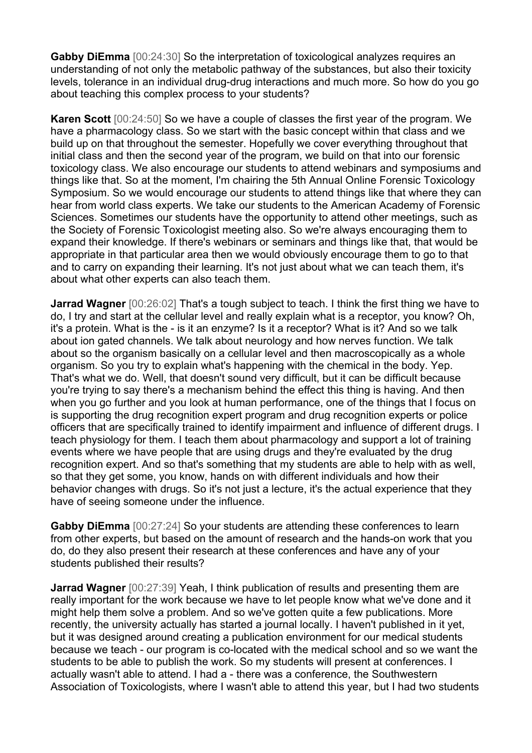**Gabby DiEmma** [00:24:30] So the interpretation of toxicological analyzes requires an understanding of not only the metabolic pathway of the substances, but also their toxicity levels, tolerance in an individual drug-drug interactions and much more. So how do you go about teaching this complex process to your students?

**Karen Scott** [00:24:50] So we have a couple of classes the first year of the program. We have a pharmacology class. So we start with the basic concept within that class and we build up on that throughout the semester. Hopefully we cover everything throughout that initial class and then the second year of the program, we build on that into our forensic toxicology class. We also encourage our students to attend webinars and symposiums and things like that. So at the moment, I'm chairing the 5th Annual Online Forensic Toxicology Symposium. So we would encourage our students to attend things like that where they can hear from world class experts. We take our students to the American Academy of Forensic Sciences. Sometimes our students have the opportunity to attend other meetings, such as the Society of Forensic Toxicologist meeting also. So we're always encouraging them to expand their knowledge. If there's webinars or seminars and things like that, that would be appropriate in that particular area then we would obviously encourage them to go to that and to carry on expanding their learning. It's not just about what we can teach them, it's about what other experts can also teach them.

**Jarrad Wagner** [00:26:02] That's a tough subject to teach. I think the first thing we have to do, I try and start at the cellular level and really explain what is a receptor, you know? Oh, it's a protein. What is the - is it an enzyme? Is it a receptor? What is it? And so we talk about ion gated channels. We talk about neurology and how nerves function. We talk about so the organism basically on a cellular level and then macroscopically as a whole organism. So you try to explain what's happening with the chemical in the body. Yep. That's what we do. Well, that doesn't sound very difficult, but it can be difficult because you're trying to say there's a mechanism behind the effect this thing is having. And then when you go further and you look at human performance, one of the things that I focus on is supporting the drug recognition expert program and drug recognition experts or police officers that are specifically trained to identify impairment and influence of different drugs. I teach physiology for them. I teach them about pharmacology and support a lot of training events where we have people that are using drugs and they're evaluated by the drug recognition expert. And so that's something that my students are able to help with as well, so that they get some, you know, hands on with different individuals and how their behavior changes with drugs. So it's not just a lecture, it's the actual experience that they have of seeing someone under the influence.

**Gabby DiEmma** [00:27:24] So your students are attending these conferences to learn from other experts, but based on the amount of research and the hands-on work that you do, do they also present their research at these conferences and have any of your students published their results?

**Jarrad Wagner** [00:27:39] Yeah, I think publication of results and presenting them are really important for the work because we have to let people know what we've done and it might help them solve a problem. And so we've gotten quite a few publications. More recently, the university actually has started a journal locally. I haven't published in it yet, but it was designed around creating a publication environment for our medical students because we teach - our program is co-located with the medical school and so we want the students to be able to publish the work. So my students will present at conferences. I actually wasn't able to attend. I had a - there was a conference, the Southwestern Association of Toxicologists, where I wasn't able to attend this year, but I had two students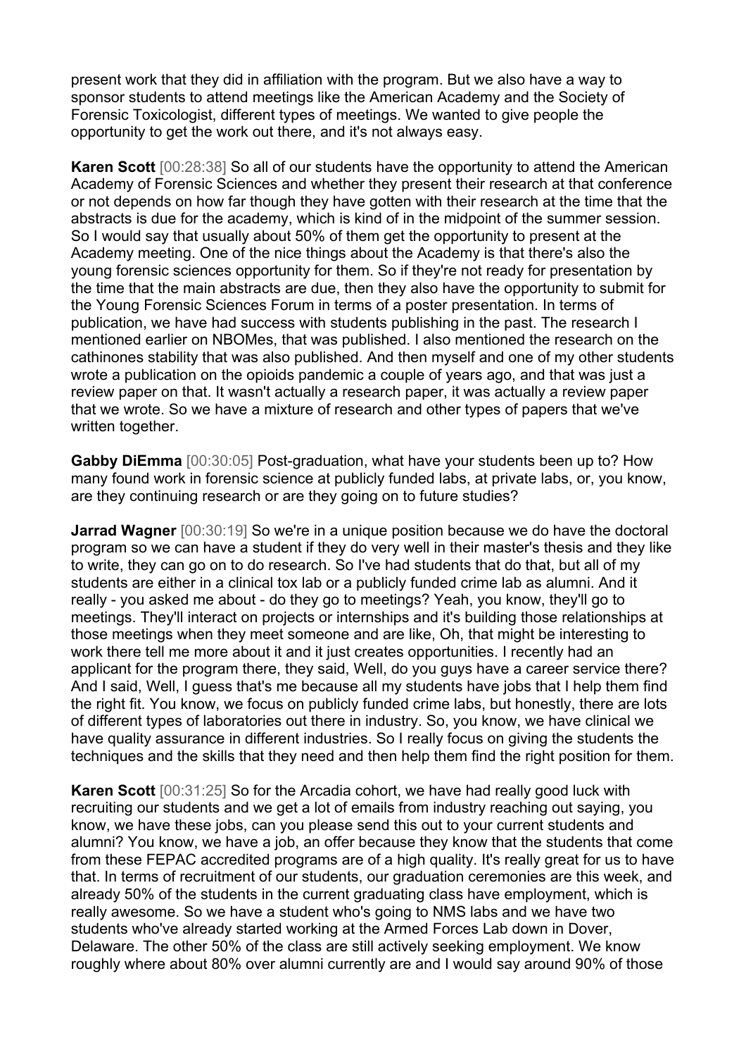present work that they did in affiliation with the program. But we also have a way to sponsor students to attend meetings like the American Academy and the Society of Forensic Toxicologist, different types of meetings. We wanted to give people the opportunity to get the work out there, and it's not always easy.

**Karen Scott** [00:28:38] So all of our students have the opportunity to attend the American Academy of Forensic Sciences and whether they present their research at that conference or not depends on how far though they have gotten with their research at the time that the abstracts is due for the academy, which is kind of in the midpoint of the summer session. So I would say that usually about 50% of them get the opportunity to present at the Academy meeting. One of the nice things about the Academy is that there's also the young forensic sciences opportunity for them. So if they're not ready for presentation by the time that the main abstracts are due, then they also have the opportunity to submit for the Young Forensic Sciences Forum in terms of a poster presentation. In terms of publication, we have had success with students publishing in the past. The research I mentioned earlier on NBOMes, that was published. I also mentioned the research on the cathinones stability that was also published. And then myself and one of my other students wrote a publication on the opioids pandemic a couple of years ago, and that was just a review paper on that. It wasn't actually a research paper, it was actually a review paper that we wrote. So we have a mixture of research and other types of papers that we've written together.

**Gabby DiEmma** [00:30:05] Post-graduation, what have your students been up to? How many found work in forensic science at publicly funded labs, at private labs, or, you know, are they continuing research or are they going on to future studies?

**Jarrad Wagner** [00:30:19] So we're in a unique position because we do have the doctoral program so we can have a student if they do very well in their master's thesis and they like to write, they can go on to do research. So I've had students that do that, but all of my students are either in a clinical tox lab or a publicly funded crime lab as alumni. And it really - you asked me about - do they go to meetings? Yeah, you know, they'll go to meetings. They'll interact on projects or internships and it's building those relationships at those meetings when they meet someone and are like, Oh, that might be interesting to work there tell me more about it and it just creates opportunities. I recently had an applicant for the program there, they said, Well, do you guys have a career service there? And I said, Well, I guess that's me because all my students have jobs that I help them find the right fit. You know, we focus on publicly funded crime labs, but honestly, there are lots of different types of laboratories out there in industry. So, you know, we have clinical we have quality assurance in different industries. So I really focus on giving the students the techniques and the skills that they need and then help them find the right position for them.

**Karen Scott** [00:31:25] So for the Arcadia cohort, we have had really good luck with recruiting our students and we get a lot of emails from industry reaching out saying, you know, we have these jobs, can you please send this out to your current students and alumni? You know, we have a job, an offer because they know that the students that come from these FEPAC accredited programs are of a high quality. It's really great for us to have that. In terms of recruitment of our students, our graduation ceremonies are this week, and already 50% of the students in the current graduating class have employment, which is really awesome. So we have a student who's going to NMS labs and we have two students who've already started working at the Armed Forces Lab down in Dover, Delaware. The other 50% of the class are still actively seeking employment. We know roughly where about 80% over alumni currently are and I would say around 90% of those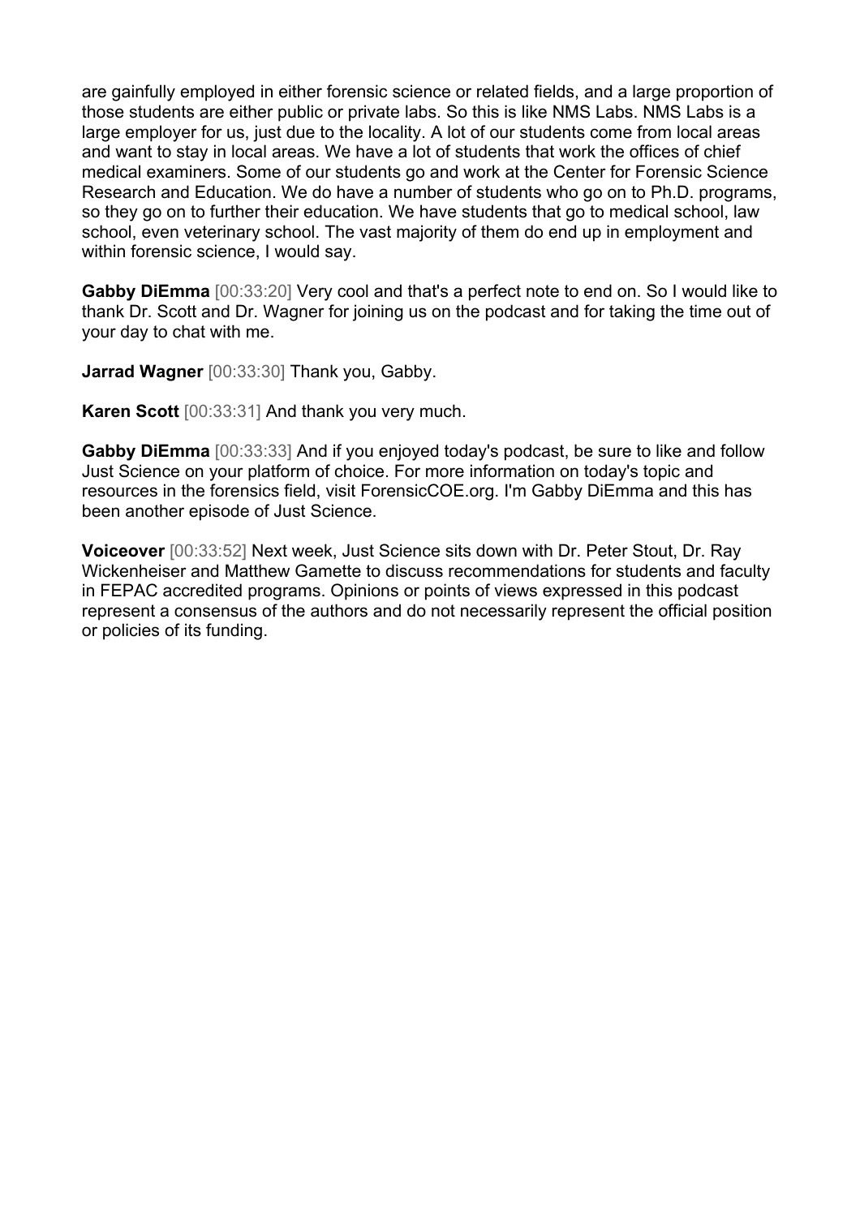are gainfully employed in either forensic science or related fields, and a large proportion of those students are either public or private labs. So this is like NMS Labs. NMS Labs is a large employer for us, just due to the locality. A lot of our students come from local areas and want to stay in local areas. We have a lot of students that work the offices of chief medical examiners. Some of our students go and work at the Center for Forensic Science Research and Education. We do have a number of students who go on to Ph.D. programs, so they go on to further their education. We have students that go to medical school, law school, even veterinary school. The vast majority of them do end up in employment and within forensic science, I would say.

**Gabby DiEmma** [00:33:20] Very cool and that's a perfect note to end on. So I would like to thank Dr. Scott and Dr. Wagner for joining us on the podcast and for taking the time out of your day to chat with me.

**Jarrad Wagner** [00:33:30] Thank you, Gabby.

**Karen Scott** [00:33:31] And thank you very much.

**Gabby DiEmma** [00:33:33] And if you enjoyed today's podcast, be sure to like and follow Just Science on your platform of choice. For more information on today's topic and resources in the forensics field, visit ForensicCOE.org. I'm Gabby DiEmma and this has been another episode of Just Science.

**Voiceover** [00:33:52] Next week, Just Science sits down with Dr. Peter Stout, Dr. Ray Wickenheiser and Matthew Gamette to discuss recommendations for students and faculty in FEPAC accredited programs. Opinions or points of views expressed in this podcast represent a consensus of the authors and do not necessarily represent the official position or policies of its funding.